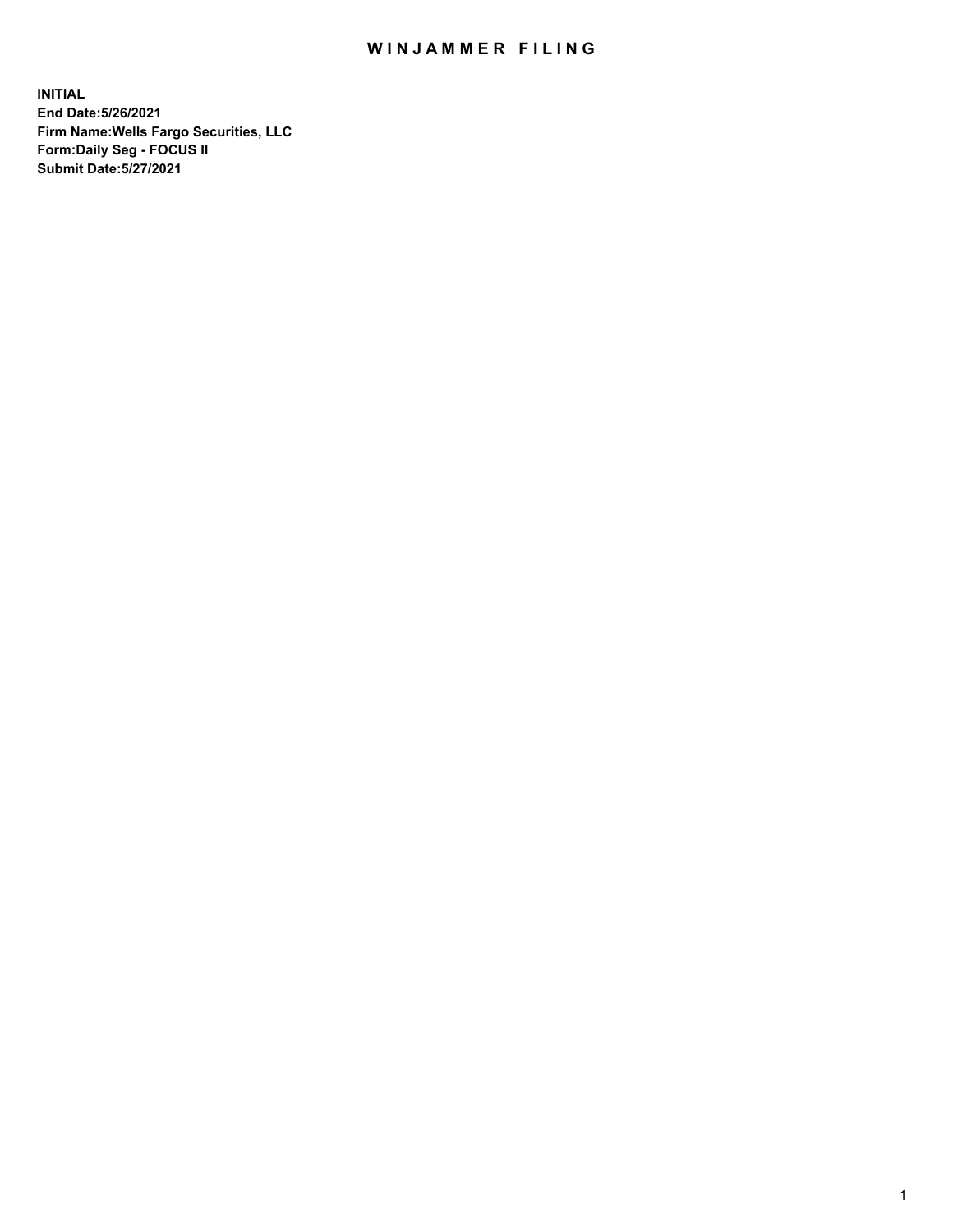# WINJAMMER FILING

**INITIAL**
**End Date:5/26/2021**
**Firm Name:Wells Fargo Securities, LLC**
**Form:Daily Seg - FOCUS II**
**Submit Date:5/27/2021**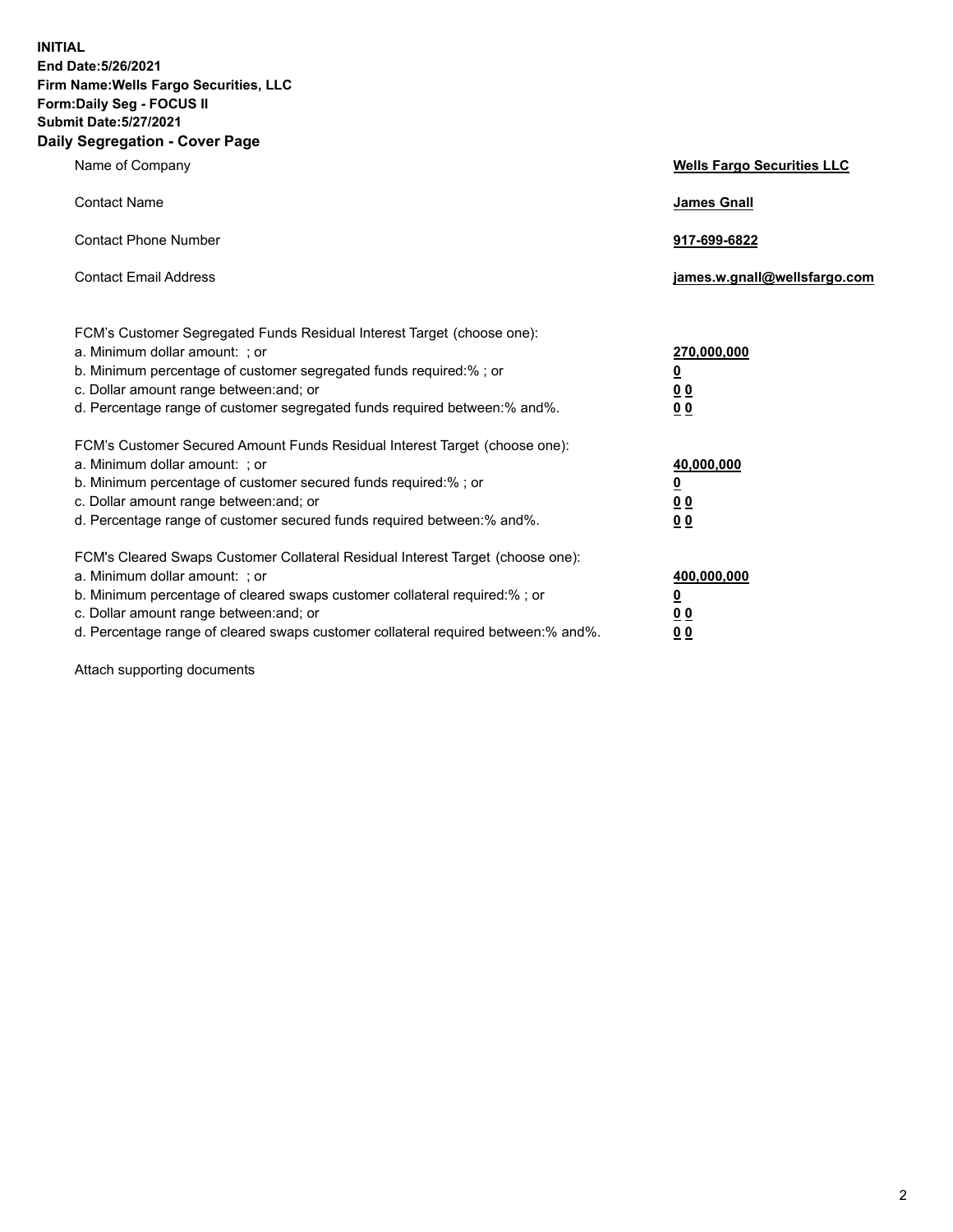**INITIAL**
**End Date:5/26/2021**
**Firm Name:Wells Fargo Securities, LLC**
**Form:Daily Seg - FOCUS II**
**Submit Date:5/27/2021**

## Daily Segregation - Cover Page

| | |
|---|---|
| Name of Company | **Wells Fargo Securities LLC** |
| Contact Name | **James Gnall** |
| Contact Phone Number | **917-699-6822** |
| Contact Email Address | **james.w.gnall@wellsfargo.com** |

| | |
|---|---|
| FCM's Customer Segregated Funds Residual Interest Target (choose one): | |
| a. Minimum dollar amount: ; or | **270,000,000** |
| b. Minimum percentage of customer segregated funds required:% ; or | **0** |
| c. Dollar amount range between:and; or | **0 0** |
| d. Percentage range of customer segregated funds required between:% and%. | **0 0** |
| FCM's Customer Secured Amount Funds Residual Interest Target (choose one): | |
| a. Minimum dollar amount: ; or | **40,000,000** |
| b. Minimum percentage of customer secured funds required:% ; or | **0** |
| c. Dollar amount range between:and; or | **0 0** |
| d. Percentage range of customer secured funds required between:% and%. | **0 0** |
| FCM's Cleared Swaps Customer Collateral Residual Interest Target (choose one): | |
| a. Minimum dollar amount: ; or | **400,000,000** |
| b. Minimum percentage of cleared swaps customer collateral required:% ; or | **0** |
| c. Dollar amount range between:and; or | **0 0** |
| d. Percentage range of cleared swaps customer collateral required between:% and%. | **0 0** |

Attach supporting documents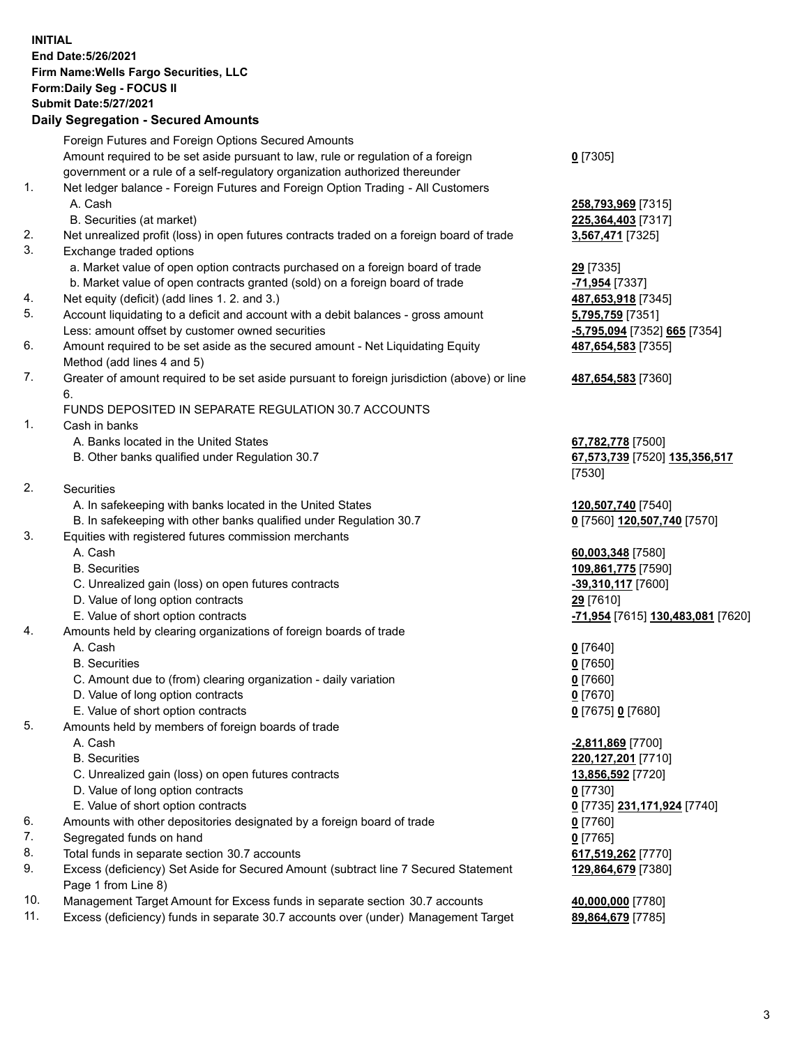**INITIAL**
**End Date:5/26/2021**
**Firm Name:Wells Fargo Securities, LLC**
**Form:Daily Seg - FOCUS II**
**Submit Date:5/27/2021**

## Daily Segregation - Secured Amounts

| | | |
|---|---|---|
| | Foreign Futures and Foreign Options Secured Amounts | |
| | Amount required to be set aside pursuant to law, rule or regulation of a foreign government or a rule of a self-regulatory organization authorized thereunder | **0** [7305] |
| 1. | Net ledger balance - Foreign Futures and Foreign Option Trading - All Customers | |
| | A. Cash | **258,793,969** [7315] |
| | B. Securities (at market) | **225,364,403** [7317] |
| 2. | Net unrealized profit (loss) in open futures contracts traded on a foreign board of trade | **3,567,471** [7325] |
| 3. | Exchange traded options | |
| | a. Market value of open option contracts purchased on a foreign board of trade | **29** [7335] |
| | b. Market value of open contracts granted (sold) on a foreign board of trade | **-71,954** [7337] |
| 4. | Net equity (deficit) (add lines 1. 2. and 3.) | **487,653,918** [7345] |
| 5. | Account liquidating to a deficit and account with a debit balances - gross amount | **5,795,759** [7351] |
| | Less: amount offset by customer owned securities | **-5,795,094** [7352] **665** [7354] |
| 6. | Amount required to be set aside as the secured amount - Net Liquidating Equity Method (add lines 4 and 5) | **487,654,583** [7355] |
| 7. | Greater of amount required to be set aside pursuant to foreign jurisdiction (above) or line 6. | **487,654,583** [7360] |
| | FUNDS DEPOSITED IN SEPARATE REGULATION 30.7 ACCOUNTS | |
| 1. | Cash in banks | |
| | A. Banks located in the United States | **67,782,778** [7500] |
| | B. Other banks qualified under Regulation 30.7 | **67,573,739** [7520] **135,356,517** [7530] |
| 2. | Securities | |
| | A. In safekeeping with banks located in the United States | **120,507,740** [7540] |
| | B. In safekeeping with other banks qualified under Regulation 30.7 | **0** [7560] **120,507,740** [7570] |
| 3. | Equities with registered futures commission merchants | |
| | A. Cash | **60,003,348** [7580] |
| | B. Securities | **109,861,775** [7590] |
| | C. Unrealized gain (loss) on open futures contracts | **-39,310,117** [7600] |
| | D. Value of long option contracts | **29** [7610] |
| | E. Value of short option contracts | **-71,954** [7615] **130,483,081** [7620] |
| 4. | Amounts held by clearing organizations of foreign boards of trade | |
| | A. Cash | **0** [7640] |
| | B. Securities | **0** [7650] |
| | C. Amount due to (from) clearing organization - daily variation | **0** [7660] |
| | D. Value of long option contracts | **0** [7670] |
| | E. Value of short option contracts | **0** [7675] **0** [7680] |
| 5. | Amounts held by members of foreign boards of trade | |
| | A. Cash | **-2,811,869** [7700] |
| | B. Securities | **220,127,201** [7710] |
| | C. Unrealized gain (loss) on open futures contracts | **13,856,592** [7720] |
| | D. Value of long option contracts | **0** [7730] |
| | E. Value of short option contracts | **0** [7735] **231,171,924** [7740] |
| 6. | Amounts with other depositories designated by a foreign board of trade | **0** [7760] |
| 7. | Segregated funds on hand | **0** [7765] |
| 8. | Total funds in separate section 30.7 accounts | **617,519,262** [7770] |
| 9. | Excess (deficiency) Set Aside for Secured Amount (subtract line 7 Secured Statement Page 1 from Line 8) | **129,864,679** [7380] |
| 10. | Management Target Amount for Excess funds in separate section 30.7 accounts | **40,000,000** [7780] |
| 11. | Excess (deficiency) funds in separate 30.7 accounts over (under) Management Target | **89,864,679** [7785] |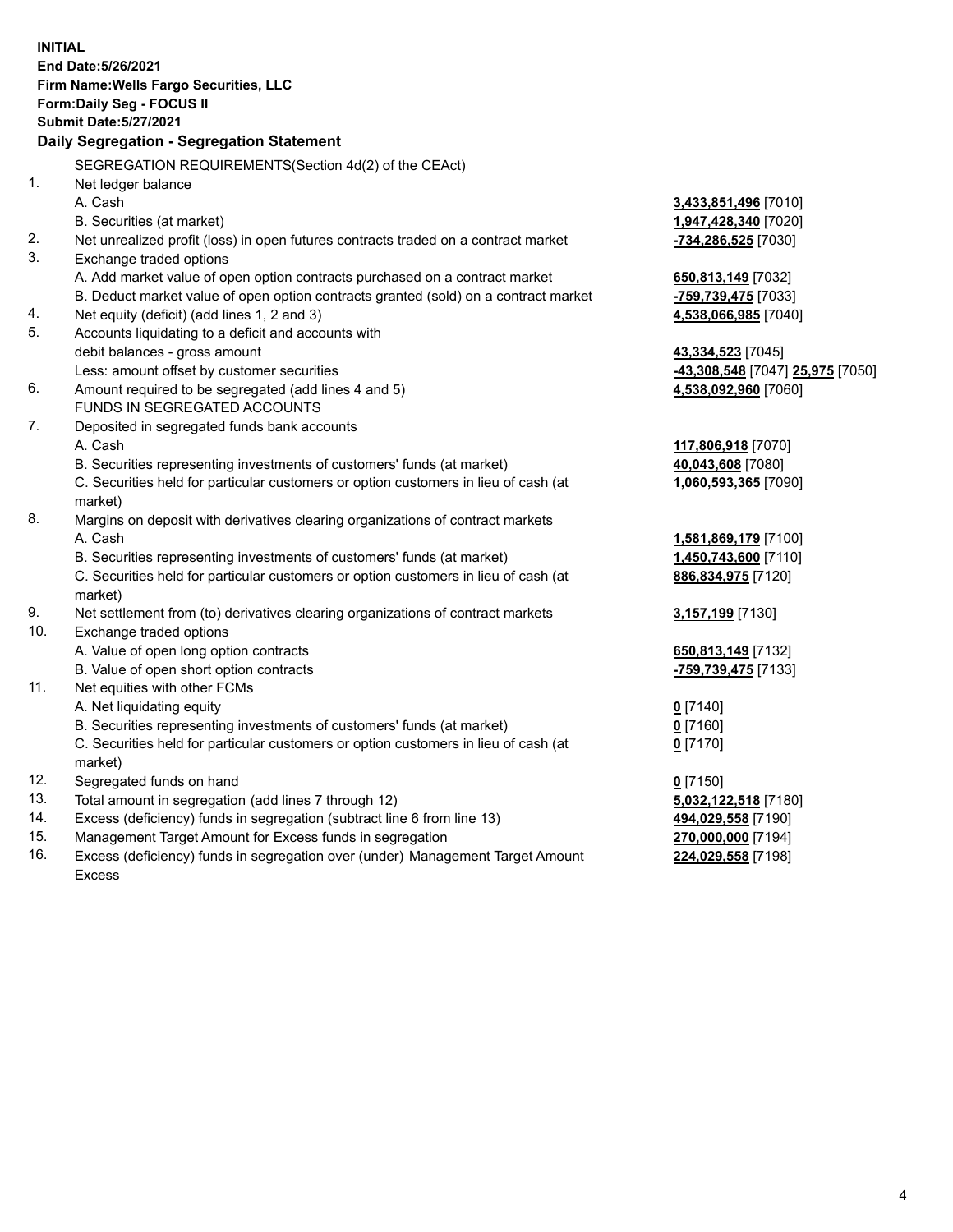**INITIAL**
**End Date:5/26/2021**
**Firm Name:Wells Fargo Securities, LLC**
**Form:Daily Seg - FOCUS II**
**Submit Date:5/27/2021**

## Daily Segregation - Segregation Statement

| | | |
|---|---|---|
| | SEGREGATION REQUIREMENTS(Section 4d(2) of the CEAct) | |
| 1. | Net ledger balance | |
| | A. Cash | **3,433,851,496** [7010] |
| | B. Securities (at market) | **1,947,428,340** [7020] |
| 2. | Net unrealized profit (loss) in open futures contracts traded on a contract market | **-734,286,525** [7030] |
| 3. | Exchange traded options | |
| | A. Add market value of open option contracts purchased on a contract market | **650,813,149** [7032] |
| | B. Deduct market value of open option contracts granted (sold) on a contract market | **-759,739,475** [7033] |
| 4. | Net equity (deficit) (add lines 1, 2 and 3) | **4,538,066,985** [7040] |
| 5. | Accounts liquidating to a deficit and accounts with debit balances - gross amount | **43,334,523** [7045] |
| | Less: amount offset by customer securities | **-43,308,548** [7047] **25,975** [7050] |
| 6. | Amount required to be segregated (add lines 4 and 5) | **4,538,092,960** [7060] |
| | FUNDS IN SEGREGATED ACCOUNTS | |
| 7. | Deposited in segregated funds bank accounts | |
| | A. Cash | **117,806,918** [7070] |
| | B. Securities representing investments of customers' funds (at market) | **40,043,608** [7080] |
| | C. Securities held for particular customers or option customers in lieu of cash (at market) | **1,060,593,365** [7090] |
| 8. | Margins on deposit with derivatives clearing organizations of contract markets | |
| | A. Cash | **1,581,869,179** [7100] |
| | B. Securities representing investments of customers' funds (at market) | **1,450,743,600** [7110] |
| | C. Securities held for particular customers or option customers in lieu of cash (at market) | **886,834,975** [7120] |
| 9. | Net settlement from (to) derivatives clearing organizations of contract markets | **3,157,199** [7130] |
| 10. | Exchange traded options | |
| | A. Value of open long option contracts | **650,813,149** [7132] |
| | B. Value of open short option contracts | **-759,739,475** [7133] |
| 11. | Net equities with other FCMs | |
| | A. Net liquidating equity | **0** [7140] |
| | B. Securities representing investments of customers' funds (at market) | **0** [7160] |
| | C. Securities held for particular customers or option customers in lieu of cash (at market) | **0** [7170] |
| 12. | Segregated funds on hand | **0** [7150] |
| 13. | Total amount in segregation (add lines 7 through 12) | **5,032,122,518** [7180] |
| 14. | Excess (deficiency) funds in segregation (subtract line 6 from line 13) | **494,029,558** [7190] |
| 15. | Management Target Amount for Excess funds in segregation | **270,000,000** [7194] |
| 16. | Excess (deficiency) funds in segregation over (under) Management Target Amount Excess | **224,029,558** [7198] |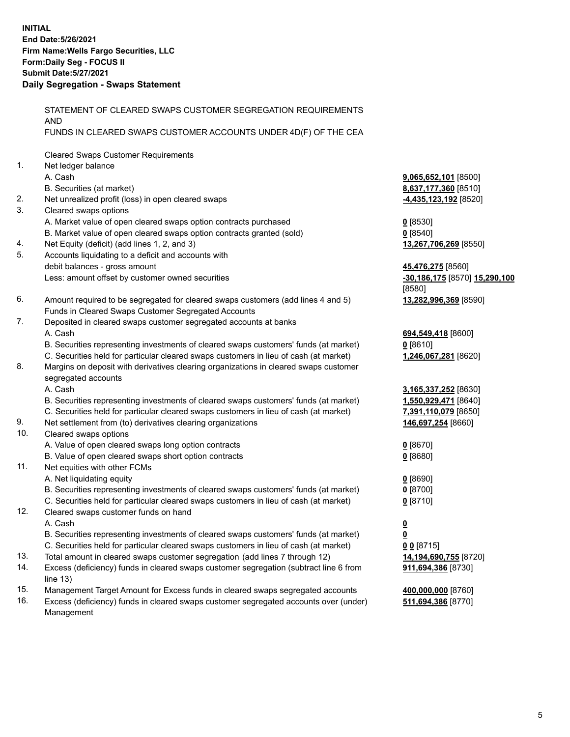**INITIAL**
**End Date:5/26/2021**
**Firm Name:Wells Fargo Securities, LLC**
**Form:Daily Seg - FOCUS II**
**Submit Date:5/27/2021**
**Daily Segregation - Swaps Statement**

STATEMENT OF CLEARED SWAPS CUSTOMER SEGREGATION REQUIREMENTS AND FUNDS IN CLEARED SWAPS CUSTOMER ACCOUNTS UNDER 4D(F) OF THE CEA

| | | |
|---|---|---|
| | Cleared Swaps Customer Requirements | |
| 1. | Net ledger balance | |
| | A. Cash | **9,065,652,101** [8500] |
| | B. Securities (at market) | **8,637,177,360** [8510] |
| 2. | Net unrealized profit (loss) in open cleared swaps | **-4,435,123,192** [8520] |
| 3. | Cleared swaps options | |
| | A. Market value of open cleared swaps option contracts purchased | **0** [8530] |
| | B. Market value of open cleared swaps option contracts granted (sold) | **0** [8540] |
| 4. | Net Equity (deficit) (add lines 1, 2, and 3) | **13,267,706,269** [8550] |
| 5. | Accounts liquidating to a deficit and accounts with debit balances - gross amount | **45,476,275** [8560] |
| | Less: amount offset by customer owned securities | **-30,186,175** [8570] **15,290,100** [8580] |
| 6. | Amount required to be segregated for cleared swaps customers (add lines 4 and 5) | **13,282,996,369** [8590] |
| | Funds in Cleared Swaps Customer Segregated Accounts | |
| 7. | Deposited in cleared swaps customer segregated accounts at banks | |
| | A. Cash | **694,549,418** [8600] |
| | B. Securities representing investments of cleared swaps customers' funds (at market) | **0** [8610] |
| | C. Securities held for particular cleared swaps customers in lieu of cash (at market) | **1,246,067,281** [8620] |
| 8. | Margins on deposit with derivatives clearing organizations in cleared swaps customer segregated accounts | |
| | A. Cash | **3,165,337,252** [8630] |
| | B. Securities representing investments of cleared swaps customers' funds (at market) | **1,550,929,471** [8640] |
| | C. Securities held for particular cleared swaps customers in lieu of cash (at market) | **7,391,110,079** [8650] |
| 9. | Net settlement from (to) derivatives clearing organizations | **146,697,254** [8660] |
| 10. | Cleared swaps options | |
| | A. Value of open cleared swaps long option contracts | **0** [8670] |
| | B. Value of open cleared swaps short option contracts | **0** [8680] |
| 11. | Net equities with other FCMs | |
| | A. Net liquidating equity | **0** [8690] |
| | B. Securities representing investments of cleared swaps customers' funds (at market) | **0** [8700] |
| | C. Securities held for particular cleared swaps customers in lieu of cash (at market) | **0** [8710] |
| 12. | Cleared swaps customer funds on hand | |
| | A. Cash | **0** |
| | B. Securities representing investments of cleared swaps customers' funds (at market) | **0** |
| | C. Securities held for particular cleared swaps customers in lieu of cash (at market) | **0** **0** [8715] |
| 13. | Total amount in cleared swaps customer segregation (add lines 7 through 12) | **14,194,690,755** [8720] |
| 14. | Excess (deficiency) funds in cleared swaps customer segregation (subtract line 6 from line 13) | **911,694,386** [8730] |
| 15. | Management Target Amount for Excess funds in cleared swaps segregated accounts | **400,000,000** [8760] |
| 16. | Excess (deficiency) funds in cleared swaps customer segregated accounts over (under) Management | **511,694,386** [8770] |